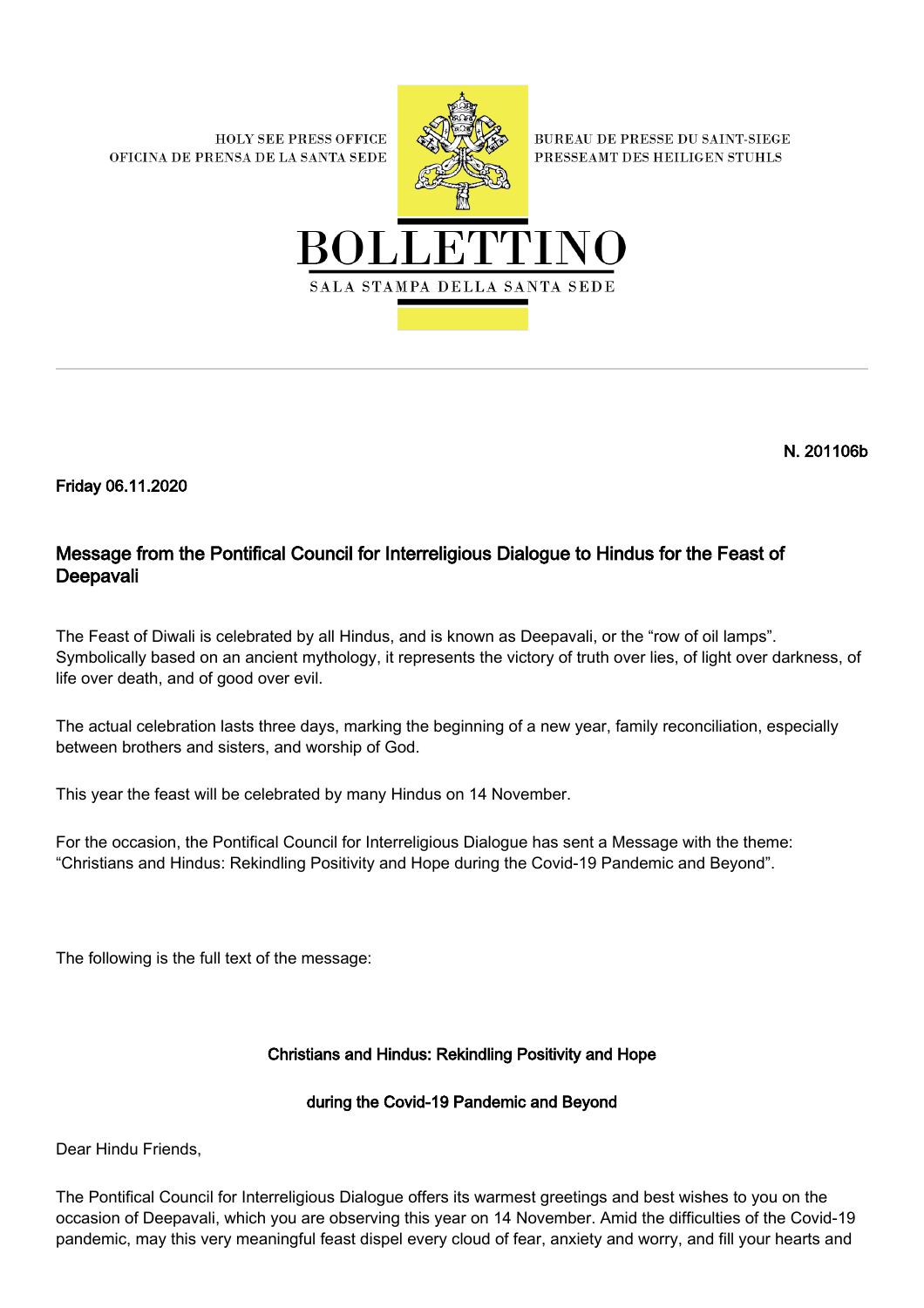HOLY SEE PRESS OFFICE
OFICINA DE PRENSA DE LA SANTA SEDE

BUREAU DE PRESSE DU SAINT-SIEGE
PRESSEAMT DES HEILIGEN STUHLS

# BOLLETTINO

SALA STAMPA DELLA SANTA SEDE

**N. 201106b**

**Friday 06.11.2020**

## Message from the Pontifical Council for Interreligious Dialogue to Hindus for the Feast of Deepavali

The Feast of Diwali is celebrated by all Hindus, and is known as Deepavali, or the "row of oil lamps". Symbolically based on an ancient mythology, it represents the victory of truth over lies, of light over darkness, of life over death, and of good over evil.

The actual celebration lasts three days, marking the beginning of a new year, family reconciliation, especially between brothers and sisters, and worship of God.

This year the feast will be celebrated by many Hindus on 14 November.

For the occasion, the Pontifical Council for Interreligious Dialogue has sent a Message with the theme: "Christians and Hindus: Rekindling Positivity and Hope during the Covid-19 Pandemic and Beyond".

The following is the full text of the message:

### Christians and Hindus: Rekindling Positivity and Hope

### during the Covid-19 Pandemic and Beyond

Dear Hindu Friends,

The Pontifical Council for Interreligious Dialogue offers its warmest greetings and best wishes to you on the occasion of Deepavali, which you are observing this year on 14 November. Amid the difficulties of the Covid-19 pandemic, may this very meaningful feast dispel every cloud of fear, anxiety and worry, and fill your hearts and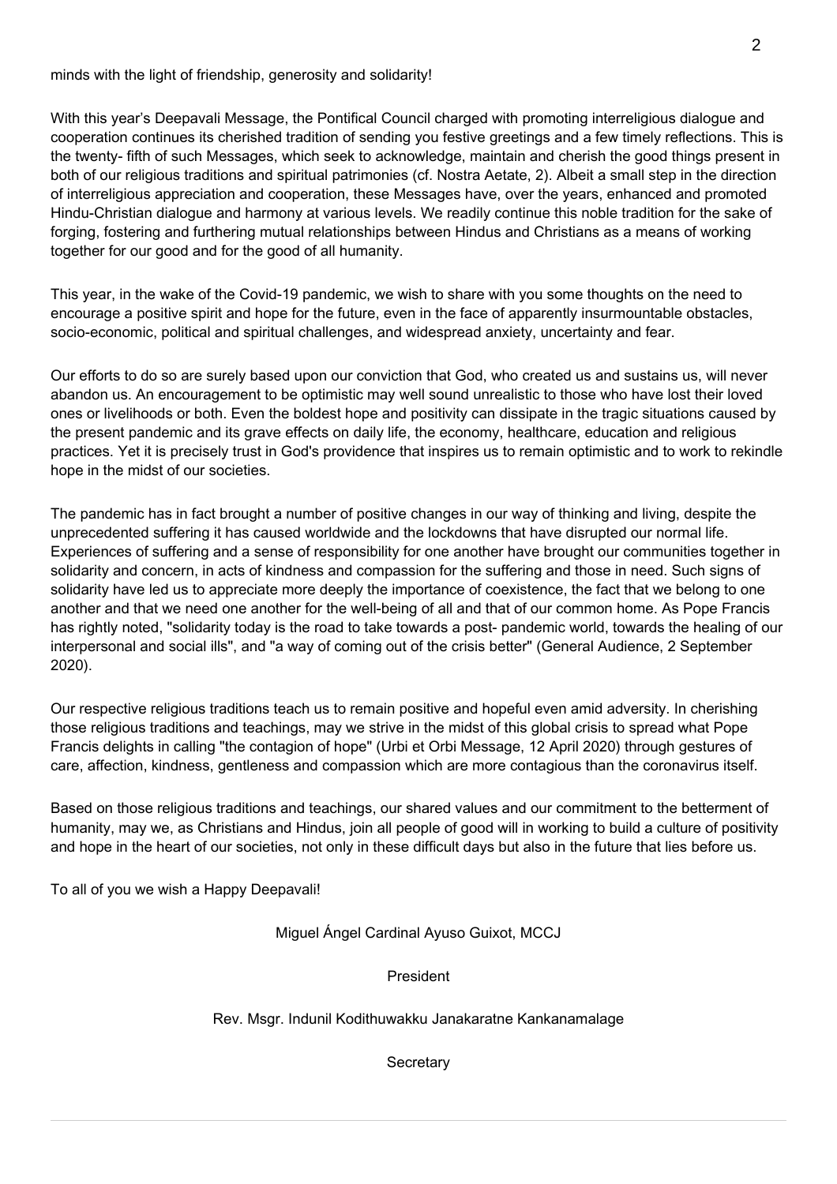minds with the light of friendship, generosity and solidarity!

With this year's Deepavali Message, the Pontifical Council charged with promoting interreligious dialogue and cooperation continues its cherished tradition of sending you festive greetings and a few timely reflections. This is the twenty- fifth of such Messages, which seek to acknowledge, maintain and cherish the good things present in both of our religious traditions and spiritual patrimonies (cf. Nostra Aetate, 2). Albeit a small step in the direction of interreligious appreciation and cooperation, these Messages have, over the years, enhanced and promoted Hindu-Christian dialogue and harmony at various levels. We readily continue this noble tradition for the sake of forging, fostering and furthering mutual relationships between Hindus and Christians as a means of working together for our good and for the good of all humanity.

This year, in the wake of the Covid-19 pandemic, we wish to share with you some thoughts on the need to encourage a positive spirit and hope for the future, even in the face of apparently insurmountable obstacles, socio-economic, political and spiritual challenges, and widespread anxiety, uncertainty and fear.

Our efforts to do so are surely based upon our conviction that God, who created us and sustains us, will never abandon us. An encouragement to be optimistic may well sound unrealistic to those who have lost their loved ones or livelihoods or both. Even the boldest hope and positivity can dissipate in the tragic situations caused by the present pandemic and its grave effects on daily life, the economy, healthcare, education and religious practices. Yet it is precisely trust in God's providence that inspires us to remain optimistic and to work to rekindle hope in the midst of our societies.

The pandemic has in fact brought a number of positive changes in our way of thinking and living, despite the unprecedented suffering it has caused worldwide and the lockdowns that have disrupted our normal life. Experiences of suffering and a sense of responsibility for one another have brought our communities together in solidarity and concern, in acts of kindness and compassion for the suffering and those in need. Such signs of solidarity have led us to appreciate more deeply the importance of coexistence, the fact that we belong to one another and that we need one another for the well-being of all and that of our common home. As Pope Francis has rightly noted, "solidarity today is the road to take towards a post- pandemic world, towards the healing of our interpersonal and social ills", and "a way of coming out of the crisis better" (General Audience, 2 September 2020).

Our respective religious traditions teach us to remain positive and hopeful even amid adversity. In cherishing those religious traditions and teachings, may we strive in the midst of this global crisis to spread what Pope Francis delights in calling "the contagion of hope" (Urbi et Orbi Message, 12 April 2020) through gestures of care, affection, kindness, gentleness and compassion which are more contagious than the coronavirus itself.

Based on those religious traditions and teachings, our shared values and our commitment to the betterment of humanity, may we, as Christians and Hindus, join all people of good will in working to build a culture of positivity and hope in the heart of our societies, not only in these difficult days but also in the future that lies before us.

To all of you we wish a Happy Deepavali!

Miguel Ángel Cardinal Ayuso Guixot, MCCJ

President

Rev. Msgr. Indunil Kodithuwakku Janakaratne Kankanamalage

Secretary